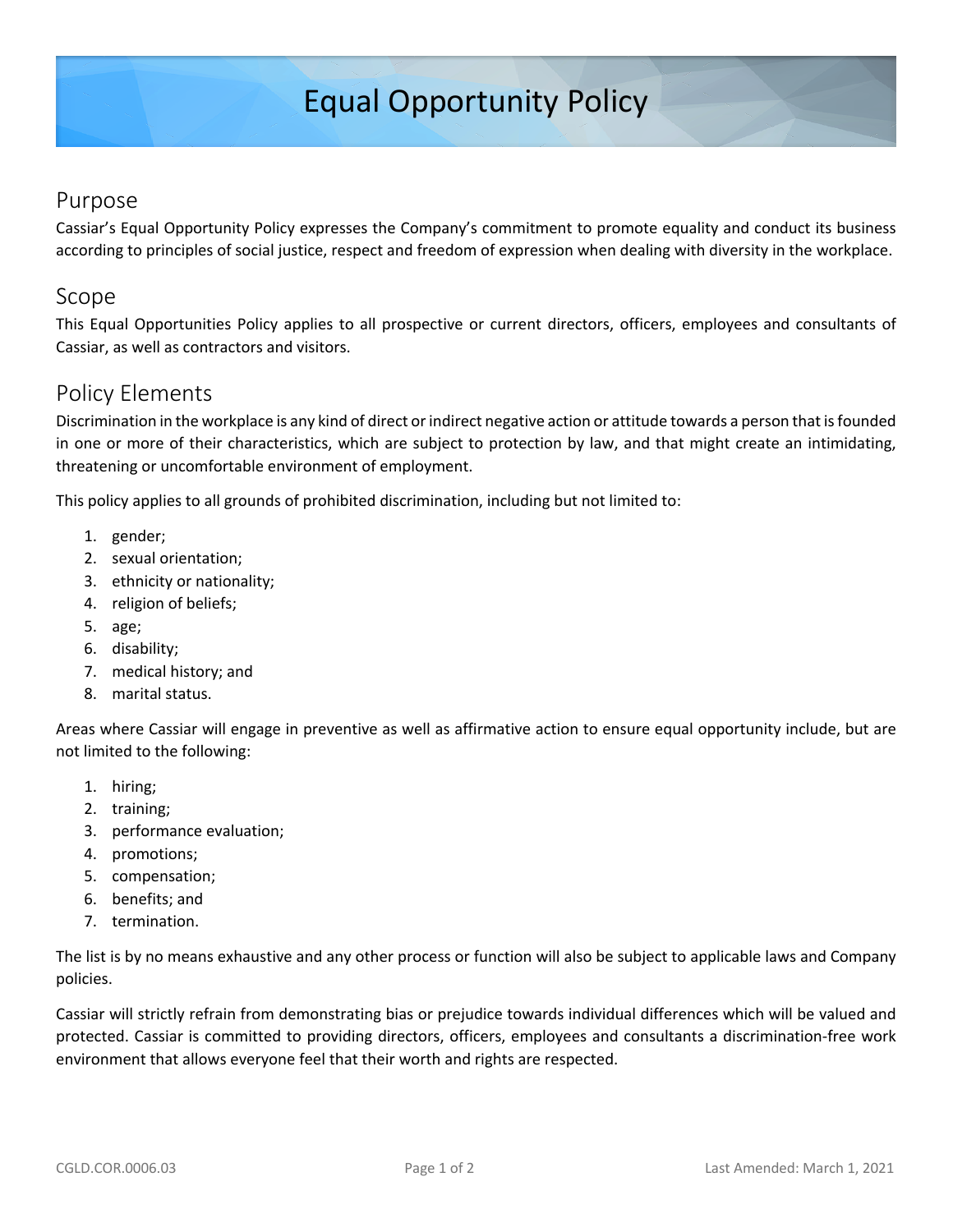# Equal Opportunity Policy

## Purpose

Cassiar's Equal Opportunity Policy expresses the Company's commitment to promote equality and conduct its business according to principles of social justice, respect and freedom of expression when dealing with diversity in the workplace.

## Scope

This Equal Opportunities Policy applies to all prospective or current directors, officers, employees and consultants of Cassiar, as well as contractors and visitors.

## Policy Elements

Discrimination in the workplace is any kind of direct or indirect negative action or attitude towards a person that is founded in one or more of their characteristics, which are subject to protection by law, and that might create an intimidating, threatening or uncomfortable environment of employment.

This policy applies to all grounds of prohibited discrimination, including but not limited to:

1. gender;
2. sexual orientation;
3. ethnicity or nationality;
4. religion of beliefs;
5. age;
6. disability;
7. medical history; and
8. marital status.

Areas where Cassiar will engage in preventive as well as affirmative action to ensure equal opportunity include, but are not limited to the following:

1. hiring;
2. training;
3. performance evaluation;
4. promotions;
5. compensation;
6. benefits; and
7. termination.

The list is by no means exhaustive and any other process or function will also be subject to applicable laws and Company policies.

Cassiar will strictly refrain from demonstrating bias or prejudice towards individual differences which will be valued and protected. Cassiar is committed to providing directors, officers, employees and consultants a discrimination-free work environment that allows everyone feel that their worth and rights are respected.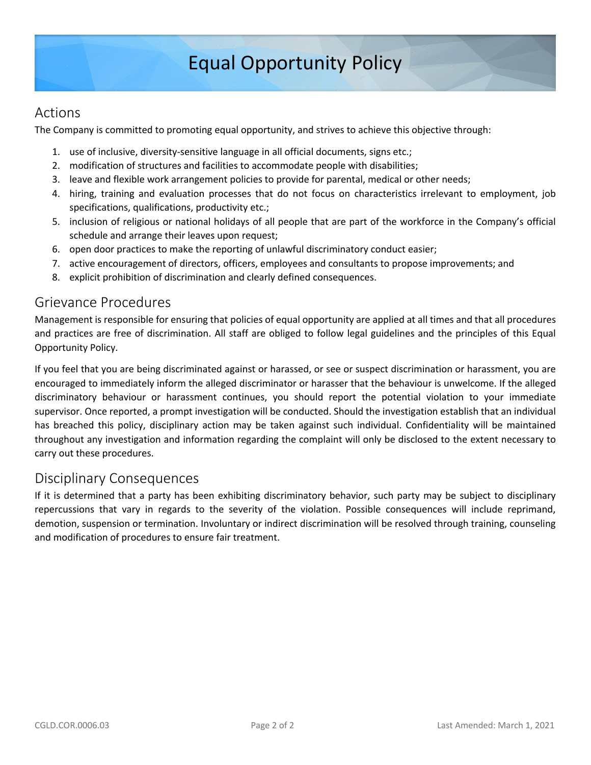# Equal Opportunity Policy

## Actions

The Company is committed to promoting equal opportunity, and strives to achieve this objective through:

1. use of inclusive, diversity-sensitive language in all official documents, signs etc.;
2. modification of structures and facilities to accommodate people with disabilities;
3. leave and flexible work arrangement policies to provide for parental, medical or other needs;
4. hiring, training and evaluation processes that do not focus on characteristics irrelevant to employment, job specifications, qualifications, productivity etc.;
5. inclusion of religious or national holidays of all people that are part of the workforce in the Company's official schedule and arrange their leaves upon request;
6. open door practices to make the reporting of unlawful discriminatory conduct easier;
7. active encouragement of directors, officers, employees and consultants to propose improvements; and
8. explicit prohibition of discrimination and clearly defined consequences.

## Grievance Procedures

Management is responsible for ensuring that policies of equal opportunity are applied at all times and that all procedures and practices are free of discrimination. All staff are obliged to follow legal guidelines and the principles of this Equal Opportunity Policy.

If you feel that you are being discriminated against or harassed, or see or suspect discrimination or harassment, you are encouraged to immediately inform the alleged discriminator or harasser that the behaviour is unwelcome. If the alleged discriminatory behaviour or harassment continues, you should report the potential violation to your immediate supervisor. Once reported, a prompt investigation will be conducted. Should the investigation establish that an individual has breached this policy, disciplinary action may be taken against such individual. Confidentiality will be maintained throughout any investigation and information regarding the complaint will only be disclosed to the extent necessary to carry out these procedures.

## Disciplinary Consequences

If it is determined that a party has been exhibiting discriminatory behavior, such party may be subject to disciplinary repercussions that vary in regards to the severity of the violation. Possible consequences will include reprimand, demotion, suspension or termination. Involuntary or indirect discrimination will be resolved through training, counseling and modification of procedures to ensure fair treatment.